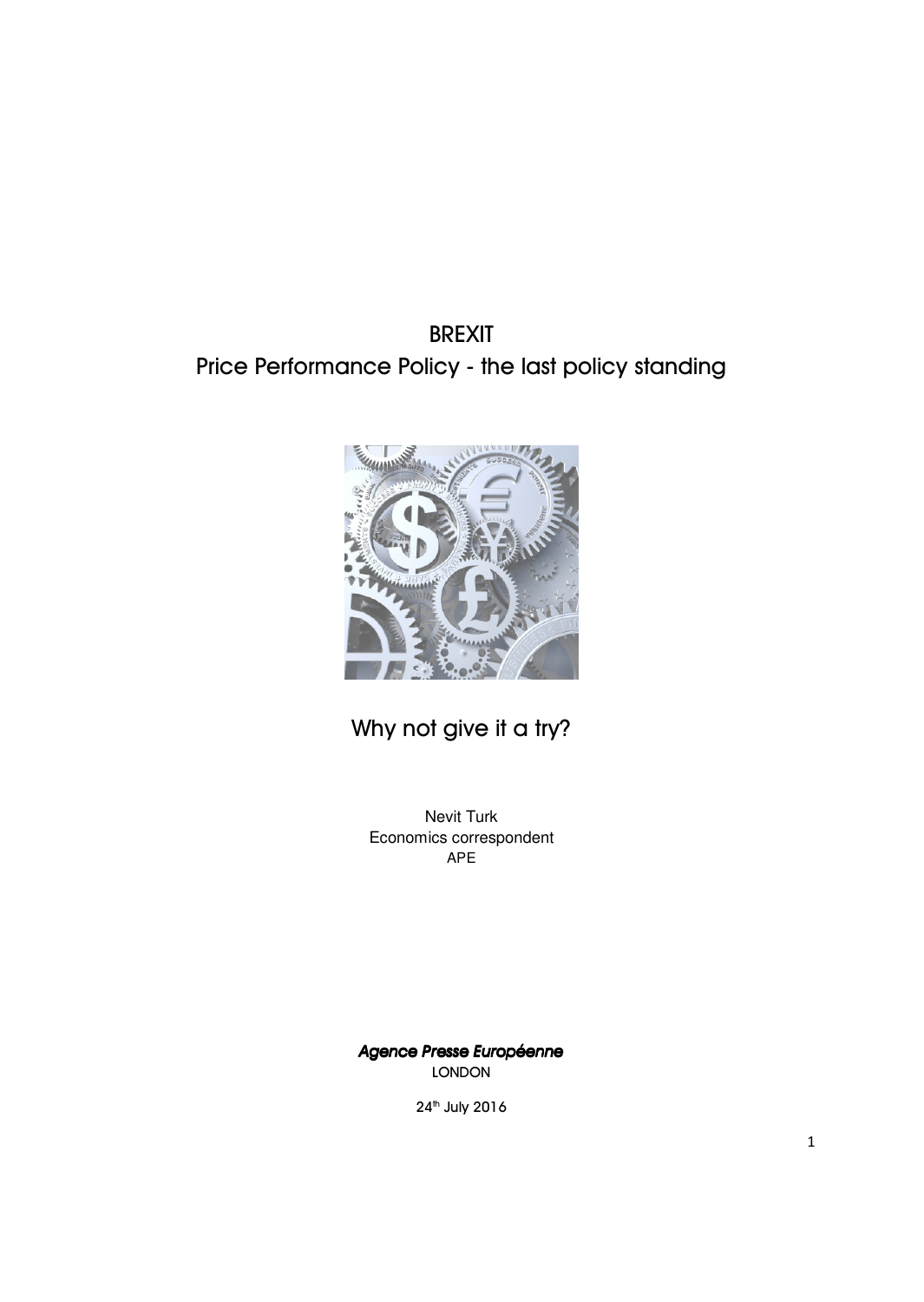# BREXIT

## Price Performance Policy - the last policy standing

Why not give it a try?

Nevit Turk
Economics correspondent
APE

*Agence Presse Européenne*
LONDON

24th July 2016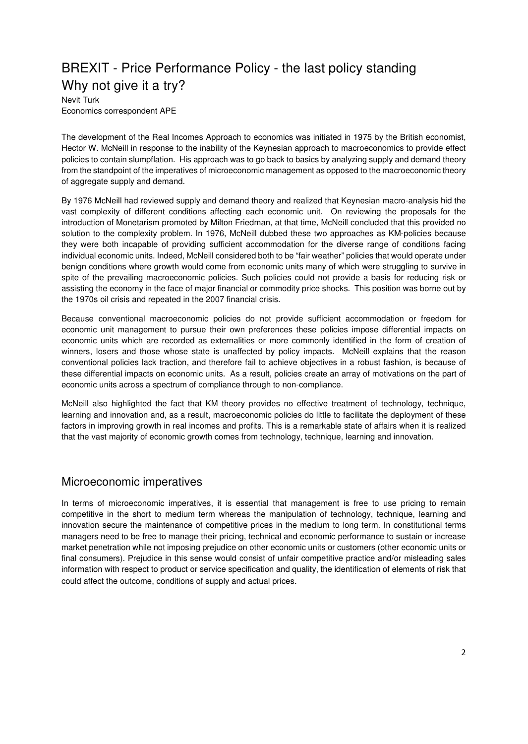# BREXIT - Price Performance Policy - the last policy standing
# Why not give it a try?

Nevit Turk
Economics correspondent APE

The development of the Real Incomes Approach to economics was initiated in 1975 by the British economist, Hector W. McNeill in response to the inability of the Keynesian approach to macroeconomics to provide effect policies to contain slumpflation. His approach was to go back to basics by analyzing supply and demand theory from the standpoint of the imperatives of microeconomic management as opposed to the macroeconomic theory of aggregate supply and demand.

By 1976 McNeill had reviewed supply and demand theory and realized that Keynesian macro-analysis hid the vast complexity of different conditions affecting each economic unit. On reviewing the proposals for the introduction of Monetarism promoted by Milton Friedman, at that time, McNeill concluded that this provided no solution to the complexity problem. In 1976, McNeill dubbed these two approaches as KM-policies because they were both incapable of providing sufficient accommodation for the diverse range of conditions facing individual economic units. Indeed, McNeill considered both to be "fair weather" policies that would operate under benign conditions where growth would come from economic units many of which were struggling to survive in spite of the prevailing macroeconomic policies. Such policies could not provide a basis for reducing risk or assisting the economy in the face of major financial or commodity price shocks. This position was borne out by the 1970s oil crisis and repeated in the 2007 financial crisis.

Because conventional macroeconomic policies do not provide sufficient accommodation or freedom for economic unit management to pursue their own preferences these policies impose differential impacts on economic units which are recorded as externalities or more commonly identified in the form of creation of winners, losers and those whose state is unaffected by policy impacts. McNeill explains that the reason conventional policies lack traction, and therefore fail to achieve objectives in a robust fashion, is because of these differential impacts on economic units. As a result, policies create an array of motivations on the part of economic units across a spectrum of compliance through to non-compliance.

McNeill also highlighted the fact that KM theory provides no effective treatment of technology, technique, learning and innovation and, as a result, macroeconomic policies do little to facilitate the deployment of these factors in improving growth in real incomes and profits. This is a remarkable state of affairs when it is realized that the vast majority of economic growth comes from technology, technique, learning and innovation.

## Microeconomic imperatives

In terms of microeconomic imperatives, it is essential that management is free to use pricing to remain competitive in the short to medium term whereas the manipulation of technology, technique, learning and innovation secure the maintenance of competitive prices in the medium to long term. In constitutional terms managers need to be free to manage their pricing, technical and economic performance to sustain or increase market penetration while not imposing prejudice on other economic units or customers (other economic units or final consumers). Prejudice in this sense would consist of unfair competitive practice and/or misleading sales information with respect to product or service specification and quality, the identification of elements of risk that could affect the outcome, conditions of supply and actual prices.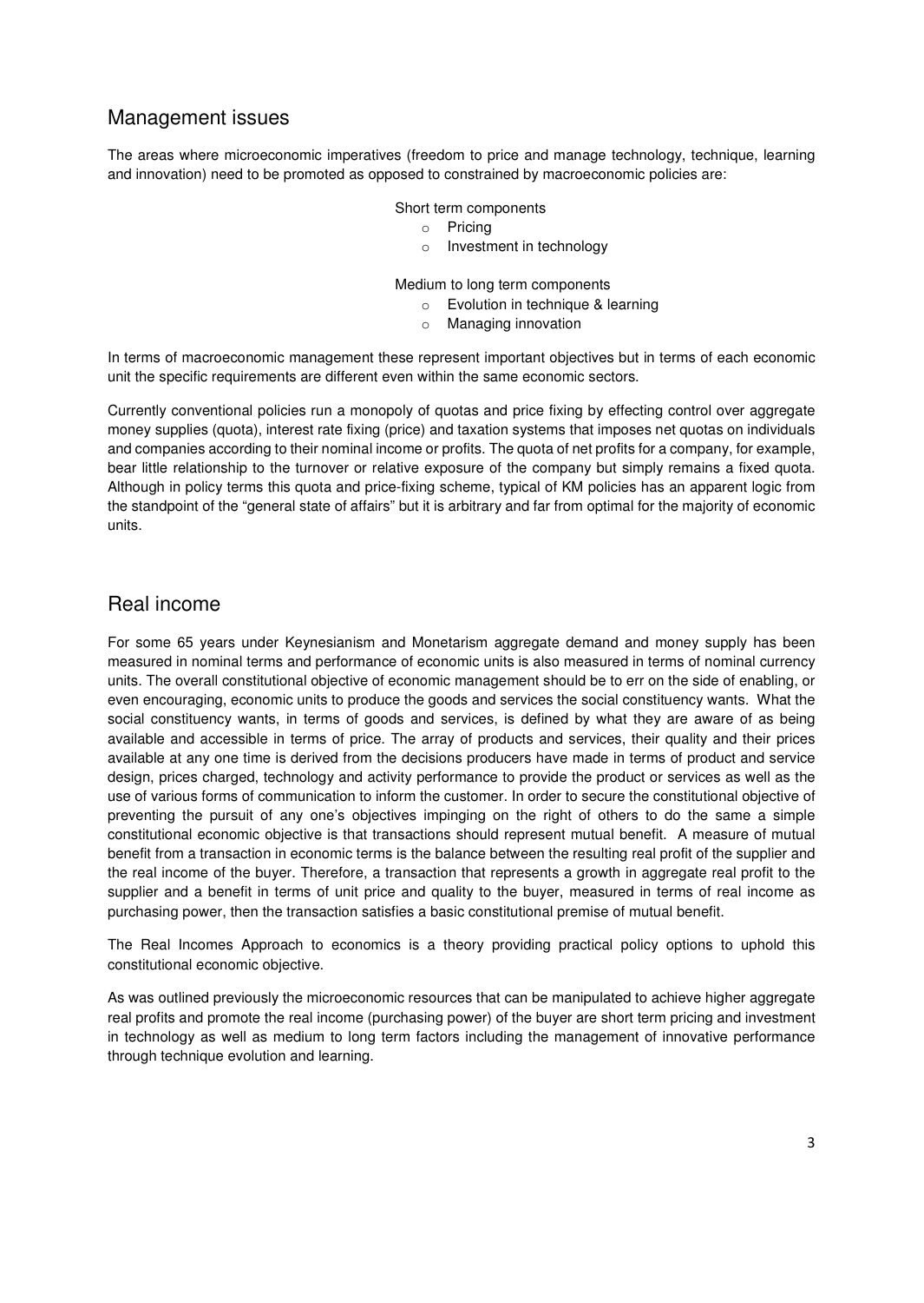## Management issues

The areas where microeconomic imperatives (freedom to price and manage technology, technique, learning and innovation) need to be promoted as opposed to constrained by macroeconomic policies are:

Short term components

- Pricing
- Investment in technology

Medium to long term components

- Evolution in technique & learning
- Managing innovation

In terms of macroeconomic management these represent important objectives but in terms of each economic unit the specific requirements are different even within the same economic sectors.

Currently conventional policies run a monopoly of quotas and price fixing by effecting control over aggregate money supplies (quota), interest rate fixing (price) and taxation systems that imposes net quotas on individuals and companies according to their nominal income or profits. The quota of net profits for a company, for example, bear little relationship to the turnover or relative exposure of the company but simply remains a fixed quota. Although in policy terms this quota and price-fixing scheme, typical of KM policies has an apparent logic from the standpoint of the "general state of affairs" but it is arbitrary and far from optimal for the majority of economic units.

## Real income

For some 65 years under Keynesianism and Monetarism aggregate demand and money supply has been measured in nominal terms and performance of economic units is also measured in terms of nominal currency units. The overall constitutional objective of economic management should be to err on the side of enabling, or even encouraging, economic units to produce the goods and services the social constituency wants. What the social constituency wants, in terms of goods and services, is defined by what they are aware of as being available and accessible in terms of price. The array of products and services, their quality and their prices available at any one time is derived from the decisions producers have made in terms of product and service design, prices charged, technology and activity performance to provide the product or services as well as the use of various forms of communication to inform the customer. In order to secure the constitutional objective of preventing the pursuit of any one's objectives impinging on the right of others to do the same a simple constitutional economic objective is that transactions should represent mutual benefit. A measure of mutual benefit from a transaction in economic terms is the balance between the resulting real profit of the supplier and the real income of the buyer. Therefore, a transaction that represents a growth in aggregate real profit to the supplier and a benefit in terms of unit price and quality to the buyer, measured in terms of real income as purchasing power, then the transaction satisfies a basic constitutional premise of mutual benefit.

The Real Incomes Approach to economics is a theory providing practical policy options to uphold this constitutional economic objective.

As was outlined previously the microeconomic resources that can be manipulated to achieve higher aggregate real profits and promote the real income (purchasing power) of the buyer are short term pricing and investment in technology as well as medium to long term factors including the management of innovative performance through technique evolution and learning.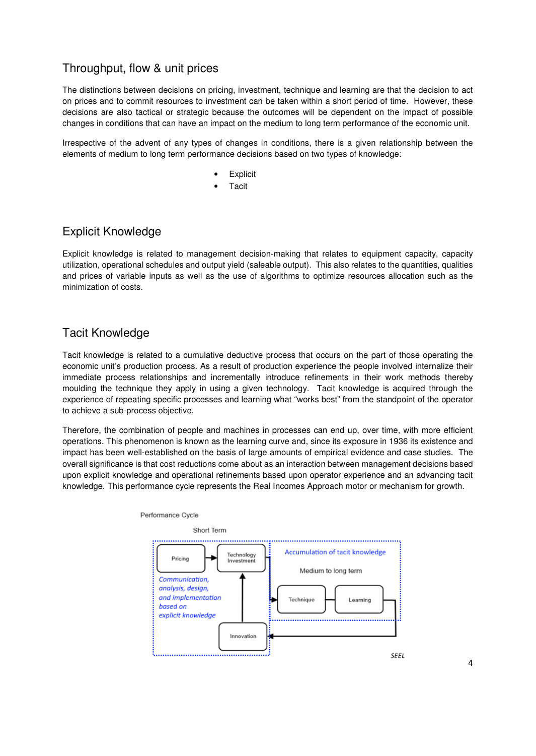## Throughput, flow & unit prices

The distinctions between decisions on pricing, investment, technique and learning are that the decision to act on prices and to commit resources to investment can be taken within a short period of time. However, these decisions are also tactical or strategic because the outcomes will be dependent on the impact of possible changes in conditions that can have an impact on the medium to long term performance of the economic unit.

Irrespective of the advent of any types of changes in conditions, there is a given relationship between the elements of medium to long term performance decisions based on two types of knowledge:

- Explicit
- Tacit

## Explicit Knowledge

Explicit knowledge is related to management decision-making that relates to equipment capacity, capacity utilization, operational schedules and output yield (saleable output). This also relates to the quantities, qualities and prices of variable inputs as well as the use of algorithms to optimize resources allocation such as the minimization of costs.

## Tacit Knowledge

Tacit knowledge is related to a cumulative deductive process that occurs on the part of those operating the economic unit's production process. As a result of production experience the people involved internalize their immediate process relationships and incrementally introduce refinements in their work methods thereby moulding the technique they apply in using a given technology. Tacit knowledge is acquired through the experience of repeating specific processes and learning what "works best" from the standpoint of the operator to achieve a sub-process objective.

Therefore, the combination of people and machines in processes can end up, over time, with more efficient operations. This phenomenon is known as the learning curve and, since its exposure in 1936 its existence and impact has been well-established on the basis of large amounts of empirical evidence and case studies. The overall significance is that cost reductions come about as an interaction between management decisions based upon explicit knowledge and operational refinements based upon operator experience and an advancing tacit knowledge. This performance cycle represents the Real Incomes Approach motor or mechanism for growth.

Performance Cycle

Short Term

Pricing → Technology Investment

*Communication, analysis, design, and implementation based on explicit knowledge*

Innovation

*Accumulation of tacit knowledge*

Medium to long term

Technique — Learning

SEEL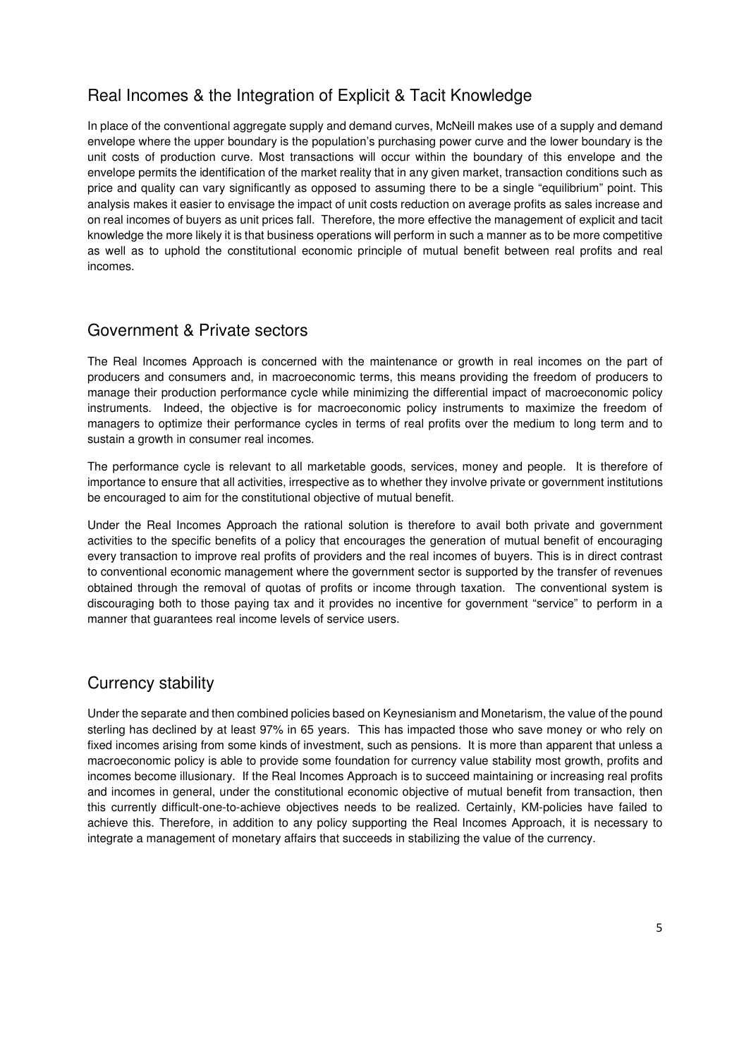## Real Incomes & the Integration of Explicit & Tacit Knowledge

In place of the conventional aggregate supply and demand curves, McNeill makes use of a supply and demand envelope where the upper boundary is the population's purchasing power curve and the lower boundary is the unit costs of production curve. Most transactions will occur within the boundary of this envelope and the envelope permits the identification of the market reality that in any given market, transaction conditions such as price and quality can vary significantly as opposed to assuming there to be a single "equilibrium" point. This analysis makes it easier to envisage the impact of unit costs reduction on average profits as sales increase and on real incomes of buyers as unit prices fall. Therefore, the more effective the management of explicit and tacit knowledge the more likely it is that business operations will perform in such a manner as to be more competitive as well as to uphold the constitutional economic principle of mutual benefit between real profits and real incomes.

## Government & Private sectors

The Real Incomes Approach is concerned with the maintenance or growth in real incomes on the part of producers and consumers and, in macroeconomic terms, this means providing the freedom of producers to manage their production performance cycle while minimizing the differential impact of macroeconomic policy instruments. Indeed, the objective is for macroeconomic policy instruments to maximize the freedom of managers to optimize their performance cycles in terms of real profits over the medium to long term and to sustain a growth in consumer real incomes.

The performance cycle is relevant to all marketable goods, services, money and people. It is therefore of importance to ensure that all activities, irrespective as to whether they involve private or government institutions be encouraged to aim for the constitutional objective of mutual benefit.

Under the Real Incomes Approach the rational solution is therefore to avail both private and government activities to the specific benefits of a policy that encourages the generation of mutual benefit of encouraging every transaction to improve real profits of providers and the real incomes of buyers. This is in direct contrast to conventional economic management where the government sector is supported by the transfer of revenues obtained through the removal of quotas of profits or income through taxation. The conventional system is discouraging both to those paying tax and it provides no incentive for government "service" to perform in a manner that guarantees real income levels of service users.

## Currency stability

Under the separate and then combined policies based on Keynesianism and Monetarism, the value of the pound sterling has declined by at least 97% in 65 years. This has impacted those who save money or who rely on fixed incomes arising from some kinds of investment, such as pensions. It is more than apparent that unless a macroeconomic policy is able to provide some foundation for currency value stability most growth, profits and incomes become illusionary. If the Real Incomes Approach is to succeed maintaining or increasing real profits and incomes in general, under the constitutional economic objective of mutual benefit from transaction, then this currently difficult-one-to-achieve objectives needs to be realized. Certainly, KM-policies have failed to achieve this. Therefore, in addition to any policy supporting the Real Incomes Approach, it is necessary to integrate a management of monetary affairs that succeeds in stabilizing the value of the currency.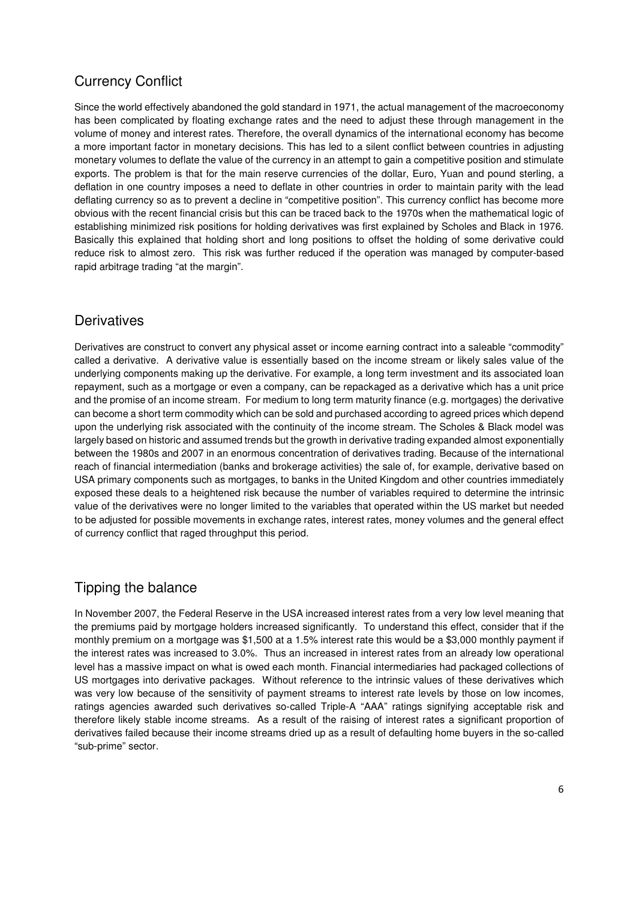## Currency Conflict

Since the world effectively abandoned the gold standard in 1971, the actual management of the macroeconomy has been complicated by floating exchange rates and the need to adjust these through management in the volume of money and interest rates. Therefore, the overall dynamics of the international economy has become a more important factor in monetary decisions. This has led to a silent conflict between countries in adjusting monetary volumes to deflate the value of the currency in an attempt to gain a competitive position and stimulate exports. The problem is that for the main reserve currencies of the dollar, Euro, Yuan and pound sterling, a deflation in one country imposes a need to deflate in other countries in order to maintain parity with the lead deflating currency so as to prevent a decline in "competitive position". This currency conflict has become more obvious with the recent financial crisis but this can be traced back to the 1970s when the mathematical logic of establishing minimized risk positions for holding derivatives was first explained by Scholes and Black in 1976. Basically this explained that holding short and long positions to offset the holding of some derivative could reduce risk to almost zero. This risk was further reduced if the operation was managed by computer-based rapid arbitrage trading "at the margin".

## Derivatives

Derivatives are construct to convert any physical asset or income earning contract into a saleable "commodity" called a derivative. A derivative value is essentially based on the income stream or likely sales value of the underlying components making up the derivative. For example, a long term investment and its associated loan repayment, such as a mortgage or even a company, can be repackaged as a derivative which has a unit price and the promise of an income stream. For medium to long term maturity finance (e.g. mortgages) the derivative can become a short term commodity which can be sold and purchased according to agreed prices which depend upon the underlying risk associated with the continuity of the income stream. The Scholes & Black model was largely based on historic and assumed trends but the growth in derivative trading expanded almost exponentially between the 1980s and 2007 in an enormous concentration of derivatives trading. Because of the international reach of financial intermediation (banks and brokerage activities) the sale of, for example, derivative based on USA primary components such as mortgages, to banks in the United Kingdom and other countries immediately exposed these deals to a heightened risk because the number of variables required to determine the intrinsic value of the derivatives were no longer limited to the variables that operated within the US market but needed to be adjusted for possible movements in exchange rates, interest rates, money volumes and the general effect of currency conflict that raged throughput this period.

## Tipping the balance

In November 2007, the Federal Reserve in the USA increased interest rates from a very low level meaning that the premiums paid by mortgage holders increased significantly. To understand this effect, consider that if the monthly premium on a mortgage was $1,500 at a 1.5% interest rate this would be a $3,000 monthly payment if the interest rates was increased to 3.0%. Thus an increased in interest rates from an already low operational level has a massive impact on what is owed each month. Financial intermediaries had packaged collections of US mortgages into derivative packages. Without reference to the intrinsic values of these derivatives which was very low because of the sensitivity of payment streams to interest rate levels by those on low incomes, ratings agencies awarded such derivatives so-called Triple-A "AAA" ratings signifying acceptable risk and therefore likely stable income streams. As a result of the raising of interest rates a significant proportion of derivatives failed because their income streams dried up as a result of defaulting home buyers in the so-called "sub-prime" sector.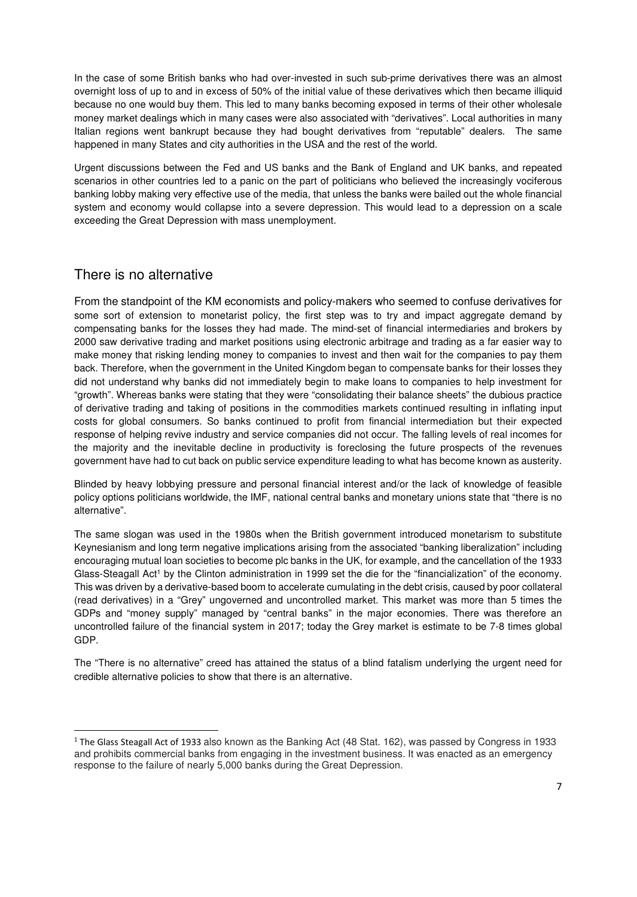In the case of some British banks who had over-invested in such sub-prime derivatives there was an almost overnight loss of up to and in excess of 50% of the initial value of these derivatives which then became illiquid because no one would buy them. This led to many banks becoming exposed in terms of their other wholesale money market dealings which in many cases were also associated with "derivatives". Local authorities in many Italian regions went bankrupt because they had bought derivatives from "reputable" dealers. The same happened in many States and city authorities in the USA and the rest of the world.

Urgent discussions between the Fed and US banks and the Bank of England and UK banks, and repeated scenarios in other countries led to a panic on the part of politicians who believed the increasingly vociferous banking lobby making very effective use of the media, that unless the banks were bailed out the whole financial system and economy would collapse into a severe depression. This would lead to a depression on a scale exceeding the Great Depression with mass unemployment.

## There is no alternative

From the standpoint of the KM economists and policy-makers who seemed to confuse derivatives for some sort of extension to monetarist policy, the first step was to try and impact aggregate demand by compensating banks for the losses they had made. The mind-set of financial intermediaries and brokers by 2000 saw derivative trading and market positions using electronic arbitrage and trading as a far easier way to make money that risking lending money to companies to invest and then wait for the companies to pay them back. Therefore, when the government in the United Kingdom began to compensate banks for their losses they did not understand why banks did not immediately begin to make loans to companies to help investment for "growth". Whereas banks were stating that they were "consolidating their balance sheets" the dubious practice of derivative trading and taking of positions in the commodities markets continued resulting in inflating input costs for global consumers. So banks continued to profit from financial intermediation but their expected response of helping revive industry and service companies did not occur. The falling levels of real incomes for the majority and the inevitable decline in productivity is foreclosing the future prospects of the revenues government have had to cut back on public service expenditure leading to what has become known as austerity.

Blinded by heavy lobbying pressure and personal financial interest and/or the lack of knowledge of feasible policy options politicians worldwide, the IMF, national central banks and monetary unions state that "there is no alternative".

The same slogan was used in the 1980s when the British government introduced monetarism to substitute Keynesianism and long term negative implications arising from the associated "banking liberalization" including encouraging mutual loan societies to become plc banks in the UK, for example, and the cancellation of the 1933 Glass-Steagall Act[1] by the Clinton administration in 1999 set the die for the "financialization" of the economy. This was driven by a derivative-based boom to accelerate cumulating in the debt crisis, caused by poor collateral (read derivatives) in a "Grey" ungoverned and uncontrolled market. This market was more than 5 times the GDPs and "money supply" managed by "central banks" in the major economies. There was therefore an uncontrolled failure of the financial system in 2017; today the Grey market is estimate to be 7-8 times global GDP.

The "There is no alternative" creed has attained the status of a blind fatalism underlying the urgent need for credible alternative policies to show that there is an alternative.

---

[1] The Glass Steagall Act of 1933 also known as the Banking Act (48 Stat. 162), was passed by Congress in 1933 and prohibits commercial banks from engaging in the investment business. It was enacted as an emergency response to the failure of nearly 5,000 banks during the Great Depression.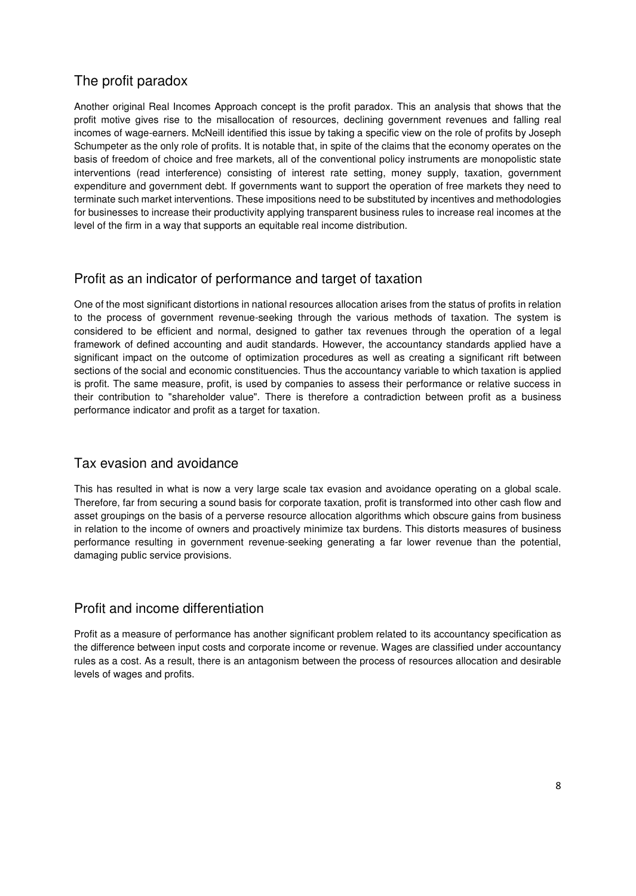## The profit paradox

Another original Real Incomes Approach concept is the profit paradox. This an analysis that shows that the profit motive gives rise to the misallocation of resources, declining government revenues and falling real incomes of wage-earners. McNeill identified this issue by taking a specific view on the role of profits by Joseph Schumpeter as the only role of profits. It is notable that, in spite of the claims that the economy operates on the basis of freedom of choice and free markets, all of the conventional policy instruments are monopolistic state interventions (read interference) consisting of interest rate setting, money supply, taxation, government expenditure and government debt. If governments want to support the operation of free markets they need to terminate such market interventions. These impositions need to be substituted by incentives and methodologies for businesses to increase their productivity applying transparent business rules to increase real incomes at the level of the firm in a way that supports an equitable real income distribution.

## Profit as an indicator of performance and target of taxation

One of the most significant distortions in national resources allocation arises from the status of profits in relation to the process of government revenue-seeking through the various methods of taxation. The system is considered to be efficient and normal, designed to gather tax revenues through the operation of a legal framework of defined accounting and audit standards. However, the accountancy standards applied have a significant impact on the outcome of optimization procedures as well as creating a significant rift between sections of the social and economic constituencies. Thus the accountancy variable to which taxation is applied is profit. The same measure, profit, is used by companies to assess their performance or relative success in their contribution to "shareholder value". There is therefore a contradiction between profit as a business performance indicator and profit as a target for taxation.

## Tax evasion and avoidance

This has resulted in what is now a very large scale tax evasion and avoidance operating on a global scale. Therefore, far from securing a sound basis for corporate taxation, profit is transformed into other cash flow and asset groupings on the basis of a perverse resource allocation algorithms which obscure gains from business in relation to the income of owners and proactively minimize tax burdens. This distorts measures of business performance resulting in government revenue-seeking generating a far lower revenue than the potential, damaging public service provisions.

## Profit and income differentiation

Profit as a measure of performance has another significant problem related to its accountancy specification as the difference between input costs and corporate income or revenue. Wages are classified under accountancy rules as a cost. As a result, there is an antagonism between the process of resources allocation and desirable levels of wages and profits.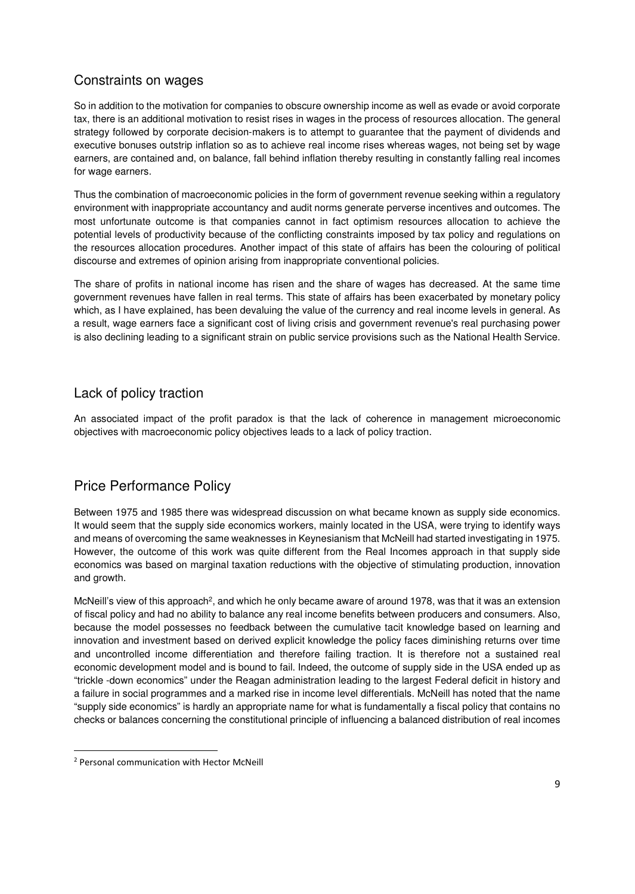## Constraints on wages

So in addition to the motivation for companies to obscure ownership income as well as evade or avoid corporate tax, there is an additional motivation to resist rises in wages in the process of resources allocation. The general strategy followed by corporate decision-makers is to attempt to guarantee that the payment of dividends and executive bonuses outstrip inflation so as to achieve real income rises whereas wages, not being set by wage earners, are contained and, on balance, fall behind inflation thereby resulting in constantly falling real incomes for wage earners.

Thus the combination of macroeconomic policies in the form of government revenue seeking within a regulatory environment with inappropriate accountancy and audit norms generate perverse incentives and outcomes. The most unfortunate outcome is that companies cannot in fact optimism resources allocation to achieve the potential levels of productivity because of the conflicting constraints imposed by tax policy and regulations on the resources allocation procedures. Another impact of this state of affairs has been the colouring of political discourse and extremes of opinion arising from inappropriate conventional policies.

The share of profits in national income has risen and the share of wages has decreased. At the same time government revenues have fallen in real terms. This state of affairs has been exacerbated by monetary policy which, as I have explained, has been devaluing the value of the currency and real income levels in general. As a result, wage earners face a significant cost of living crisis and government revenue's real purchasing power is also declining leading to a significant strain on public service provisions such as the National Health Service.

## Lack of policy traction

An associated impact of the profit paradox is that the lack of coherence in management microeconomic objectives with macroeconomic policy objectives leads to a lack of policy traction.

## Price Performance Policy

Between 1975 and 1985 there was widespread discussion on what became known as supply side economics. It would seem that the supply side economics workers, mainly located in the USA, were trying to identify ways and means of overcoming the same weaknesses in Keynesianism that McNeill had started investigating in 1975. However, the outcome of this work was quite different from the Real Incomes approach in that supply side economics was based on marginal taxation reductions with the objective of stimulating production, innovation and growth.

McNeill's view of this approach[2], and which he only became aware of around 1978, was that it was an extension of fiscal policy and had no ability to balance any real income benefits between producers and consumers. Also, because the model possesses no feedback between the cumulative tacit knowledge based on learning and innovation and investment based on derived explicit knowledge the policy faces diminishing returns over time and uncontrolled income differentiation and therefore failing traction. It is therefore not a sustained real economic development model and is bound to fail. Indeed, the outcome of supply side in the USA ended up as "trickle -down economics" under the Reagan administration leading to the largest Federal deficit in history and a failure in social programmes and a marked rise in income level differentials. McNeill has noted that the name "supply side economics" is hardly an appropriate name for what is fundamentally a fiscal policy that contains no checks or balances concerning the constitutional principle of influencing a balanced distribution of real incomes

[2] Personal communication with Hector McNeill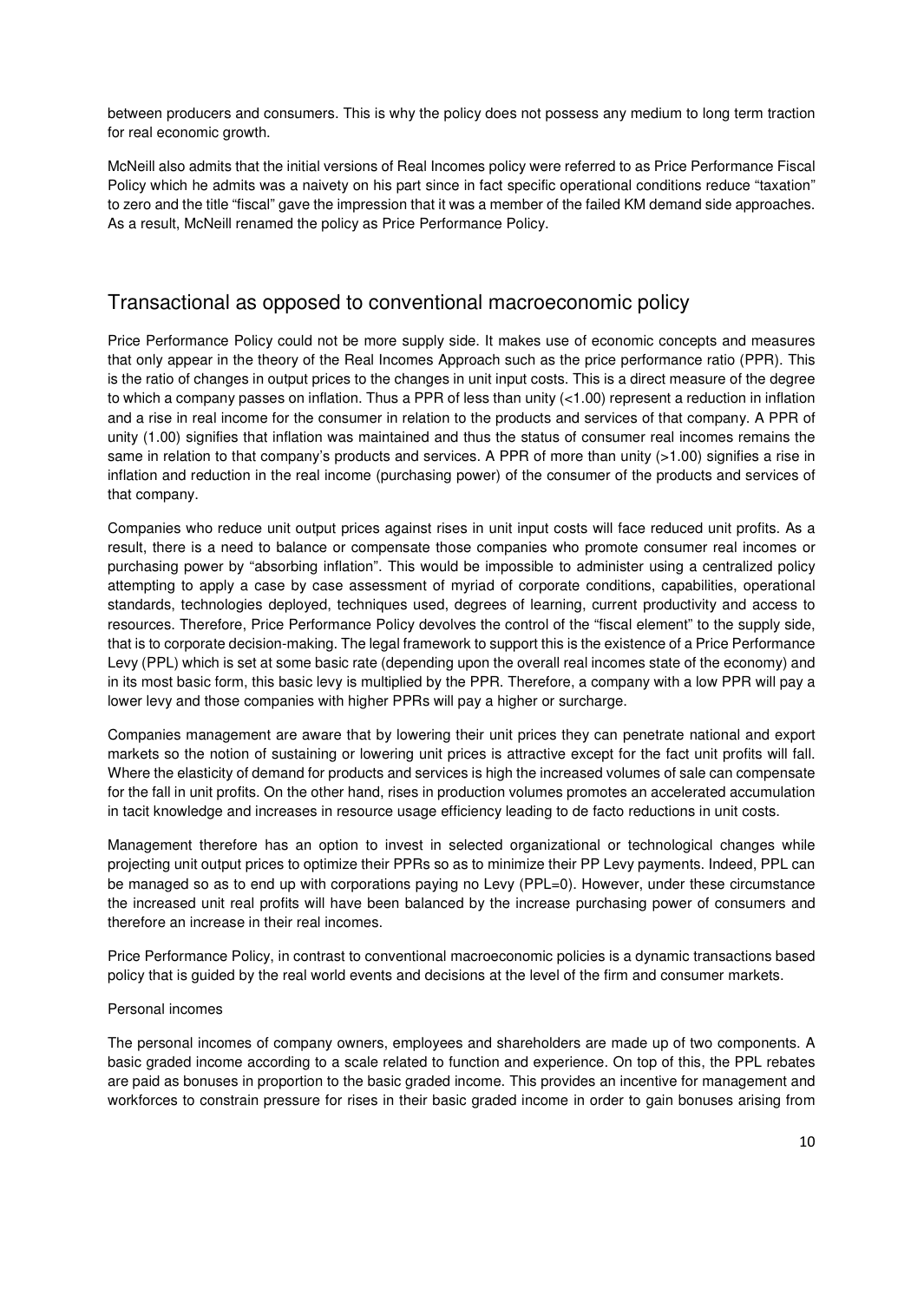between producers and consumers. This is why the policy does not possess any medium to long term traction for real economic growth.

McNeill also admits that the initial versions of Real Incomes policy were referred to as Price Performance Fiscal Policy which he admits was a naivety on his part since in fact specific operational conditions reduce "taxation" to zero and the title "fiscal" gave the impression that it was a member of the failed KM demand side approaches. As a result, McNeill renamed the policy as Price Performance Policy.

## Transactional as opposed to conventional macroeconomic policy

Price Performance Policy could not be more supply side. It makes use of economic concepts and measures that only appear in the theory of the Real Incomes Approach such as the price performance ratio (PPR). This is the ratio of changes in output prices to the changes in unit input costs. This is a direct measure of the degree to which a company passes on inflation. Thus a PPR of less than unity (<1.00) represent a reduction in inflation and a rise in real income for the consumer in relation to the products and services of that company. A PPR of unity (1.00) signifies that inflation was maintained and thus the status of consumer real incomes remains the same in relation to that company's products and services. A PPR of more than unity (>1.00) signifies a rise in inflation and reduction in the real income (purchasing power) of the consumer of the products and services of that company.

Companies who reduce unit output prices against rises in unit input costs will face reduced unit profits. As a result, there is a need to balance or compensate those companies who promote consumer real incomes or purchasing power by "absorbing inflation". This would be impossible to administer using a centralized policy attempting to apply a case by case assessment of myriad of corporate conditions, capabilities, operational standards, technologies deployed, techniques used, degrees of learning, current productivity and access to resources. Therefore, Price Performance Policy devolves the control of the "fiscal element" to the supply side, that is to corporate decision-making. The legal framework to support this is the existence of a Price Performance Levy (PPL) which is set at some basic rate (depending upon the overall real incomes state of the economy) and in its most basic form, this basic levy is multiplied by the PPR. Therefore, a company with a low PPR will pay a lower levy and those companies with higher PPRs will pay a higher or surcharge.

Companies management are aware that by lowering their unit prices they can penetrate national and export markets so the notion of sustaining or lowering unit prices is attractive except for the fact unit profits will fall. Where the elasticity of demand for products and services is high the increased volumes of sale can compensate for the fall in unit profits. On the other hand, rises in production volumes promotes an accelerated accumulation in tacit knowledge and increases in resource usage efficiency leading to de facto reductions in unit costs.

Management therefore has an option to invest in selected organizational or technological changes while projecting unit output prices to optimize their PPRs so as to minimize their PP Levy payments. Indeed, PPL can be managed so as to end up with corporations paying no Levy (PPL=0). However, under these circumstance the increased unit real profits will have been balanced by the increase purchasing power of consumers and therefore an increase in their real incomes.

Price Performance Policy, in contrast to conventional macroeconomic policies is a dynamic transactions based policy that is guided by the real world events and decisions at the level of the firm and consumer markets.

Personal incomes

The personal incomes of company owners, employees and shareholders are made up of two components. A basic graded income according to a scale related to function and experience. On top of this, the PPL rebates are paid as bonuses in proportion to the basic graded income. This provides an incentive for management and workforces to constrain pressure for rises in their basic graded income in order to gain bonuses arising from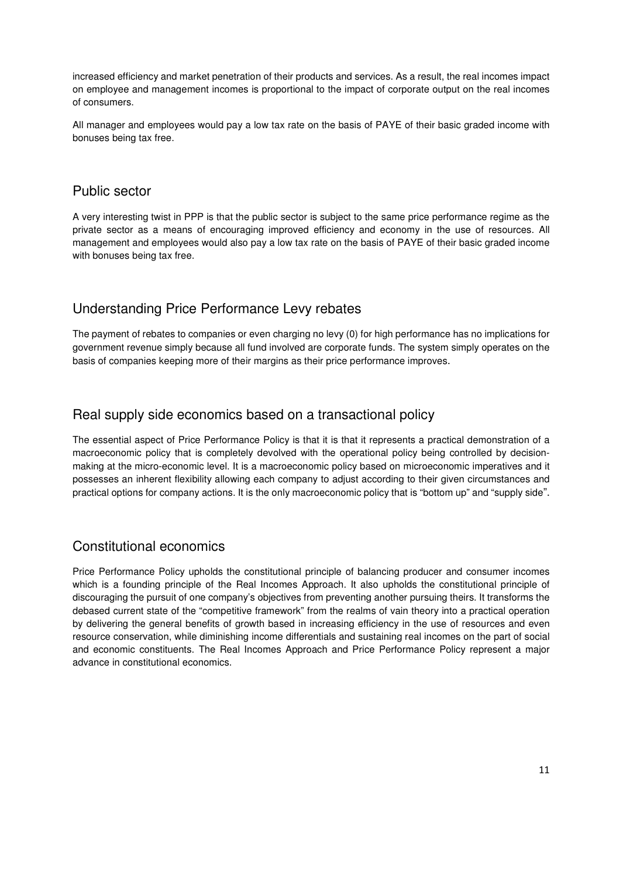increased efficiency and market penetration of their products and services. As a result, the real incomes impact on employee and management incomes is proportional to the impact of corporate output on the real incomes of consumers.

All manager and employees would pay a low tax rate on the basis of PAYE of their basic graded income with bonuses being tax free.

## Public sector

A very interesting twist in PPP is that the public sector is subject to the same price performance regime as the private sector as a means of encouraging improved efficiency and economy in the use of resources. All management and employees would also pay a low tax rate on the basis of PAYE of their basic graded income with bonuses being tax free.

## Understanding Price Performance Levy rebates

The payment of rebates to companies or even charging no levy (0) for high performance has no implications for government revenue simply because all fund involved are corporate funds. The system simply operates on the basis of companies keeping more of their margins as their price performance improves.

## Real supply side economics based on a transactional policy

The essential aspect of Price Performance Policy is that it is that it represents a practical demonstration of a macroeconomic policy that is completely devolved with the operational policy being controlled by decision-making at the micro-economic level. It is a macroeconomic policy based on microeconomic imperatives and it possesses an inherent flexibility allowing each company to adjust according to their given circumstances and practical options for company actions. It is the only macroeconomic policy that is "bottom up" and "supply side".

## Constitutional economics

Price Performance Policy upholds the constitutional principle of balancing producer and consumer incomes which is a founding principle of the Real Incomes Approach. It also upholds the constitutional principle of discouraging the pursuit of one company's objectives from preventing another pursuing theirs. It transforms the debased current state of the "competitive framework" from the realms of vain theory into a practical operation by delivering the general benefits of growth based in increasing efficiency in the use of resources and even resource conservation, while diminishing income differentials and sustaining real incomes on the part of social and economic constituents. The Real Incomes Approach and Price Performance Policy represent a major advance in constitutional economics.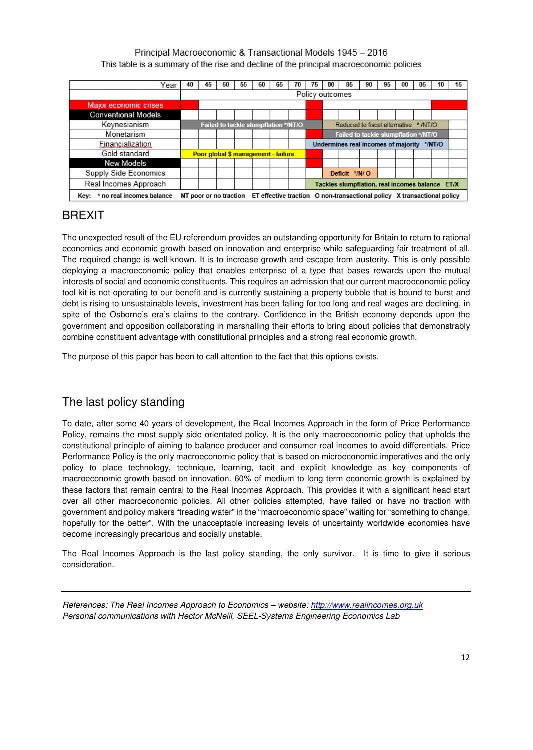Principal Macroeconomic & Transactional Models 1945 – 2016

This table is a summary of the rise and decline of the principal macroeconomic policies

| Year | 40 | 45 | 50 | 55 | 60 | 65 | 70 | 75 | 80 | 85 | 90 | 95 | 00 | 05 | 10 | 15 |
|---|---|---|---|---|---|---|---|---|---|---|---|---|---|---|---|---|
| | Policy outcomes | | | | | | | | | | | | | | | |
| Major economic crises | | | | | | | | | | | | | | | | |
| Conventional Models | | | | | | | | | | | | | | | | |
| Keynesianism | Failed to tackle slumpflation */NT/O | | | | | | | | Reduced to fiscal alternative * /NT/O | | | | | | | |
| Monetarism | | | | | | | | | Failed to tackle slumpflation */NT/O | | | | | | | |
| Financialization | | | | | | | | Undermines real incomes of majority */NT/O | | | | | | | | |
| Gold standard | Poor global $ management - failure | | | | | | | | | | | | | | | |
| New Models | | | | | | | | | | | | | | | | |
| Supply Side Economics | | | | | | | | | Deficit */N/ O | | | | | | | |
| Real Incomes Approach | | | | | | | | Tackles slumpflation, real incomes balance ET/X | | | | | | | | |

Key: * no real incomes balance NT poor or no traction ET effective traction O non-transactional policy X transactional policy

## BREXIT

The unexpected result of the EU referendum provides an outstanding opportunity for Britain to return to rational economics and economic growth based on innovation and enterprise while safeguarding fair treatment of all. The required change is well-known. It is to increase growth and escape from austerity. This is only possible deploying a macroeconomic policy that enables enterprise of a type that bases rewards upon the mutual interests of social and economic constituents. This requires an admission that our current macroeconomic policy tool kit is not operating to our benefit and is currently sustaining a property bubble that is bound to burst and debt is rising to unsustainable levels, investment has been falling for too long and real wages are declining, in spite of the Osborne's era's claims to the contrary. Confidence in the British economy depends upon the government and opposition collaborating in marshalling their efforts to bring about policies that demonstrably combine constituent advantage with constitutional principles and a strong real economic growth.

The purpose of this paper has been to call attention to the fact that this options exists.

## The last policy standing

To date, after some 40 years of development, the Real Incomes Approach in the form of Price Performance Policy, remains the most supply side orientated policy. It is the only macroeconomic policy that upholds the constitutional principle of aiming to balance producer and consumer real incomes to avoid differentials. Price Performance Policy is the only macroeconomic policy that is based on microeconomic imperatives and the only policy to place technology, technique, learning, tacit and explicit knowledge as key components of macroeconomic growth based on innovation. 60% of medium to long term economic growth is explained by these factors that remain central to the Real Incomes Approach. This provides it with a significant head start over all other macroeconomic policies. All other policies attempted, have failed or have no traction with government and policy makers "treading water" in the "macroeconomic space" waiting for "something to change, hopefully for the better". With the unacceptable increasing levels of uncertainty worldwide economies have become increasingly precarious and socially unstable.

The Real Incomes Approach is the last policy standing, the only survivor. It is time to give it serious consideration.

---

*References: The Real Incomes Approach to Economics – website: [http://www.realincomes.org.uk](http://www.realincomes.org.uk)*
*Personal communications with Hector McNeill, SEEL-Systems Engineering Economics Lab*